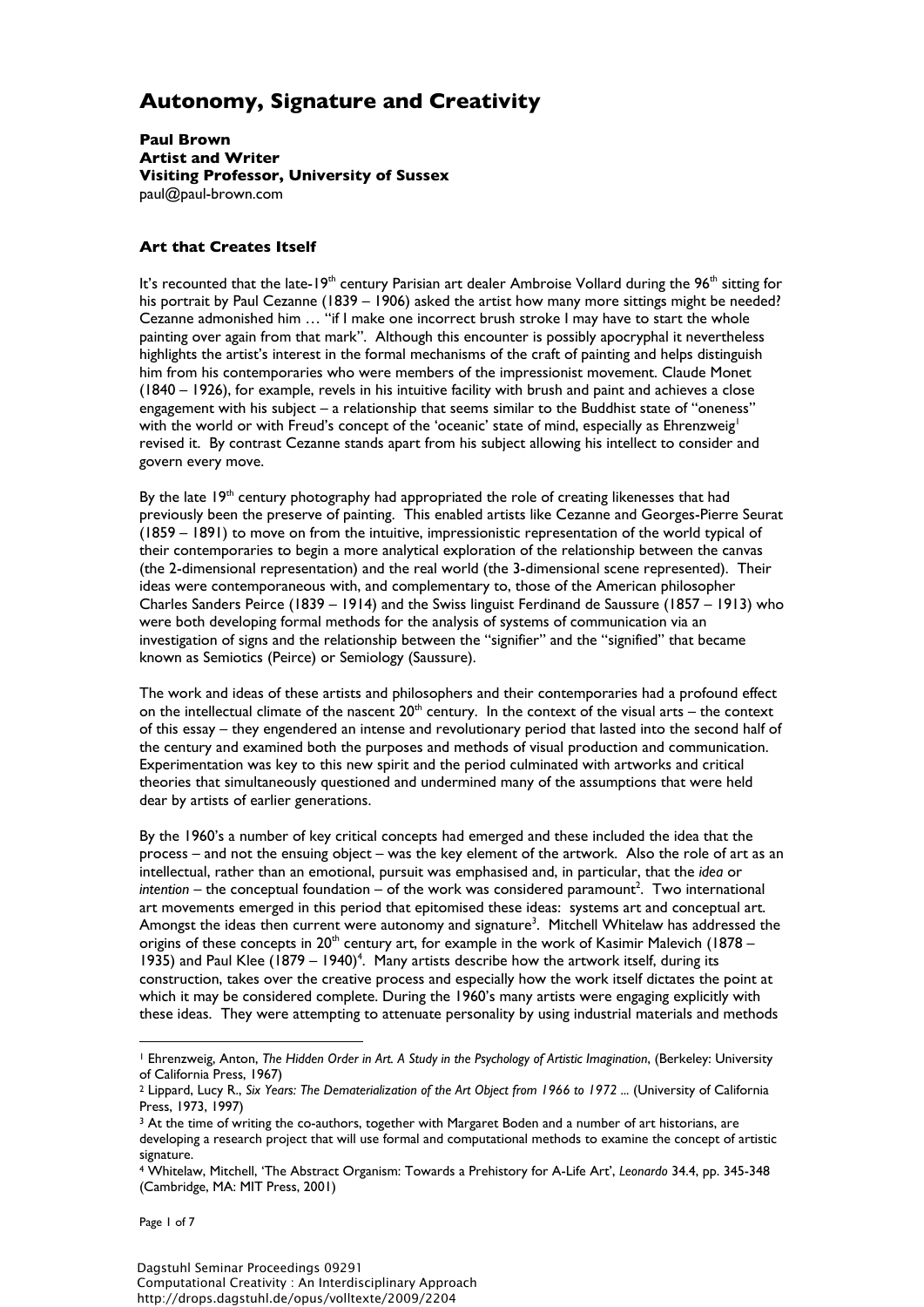# Autonomy, Signature and Creativity

**Paul Brown**
**Artist and Writer**
**Visiting Professor, University of Sussex**
paul@paul-brown.com

## Art that Creates Itself

It's recounted that the late-19th century Parisian art dealer Ambroise Vollard during the 96th sitting for his portrait by Paul Cezanne (1839 – 1906) asked the artist how many more sittings might be needed? Cezanne admonished him … "if I make one incorrect brush stroke I may have to start the whole painting over again from that mark". Although this encounter is possibly apocryphal it nevertheless highlights the artist's interest in the formal mechanisms of the craft of painting and helps distinguish him from his contemporaries who were members of the impressionist movement. Claude Monet (1840 – 1926), for example, revels in his intuitive facility with brush and paint and achieves a close engagement with his subject – a relationship that seems similar to the Buddhist state of "oneness" with the world or with Freud's concept of the 'oceanic' state of mind, especially as Ehrenzweig[1] revised it. By contrast Cezanne stands apart from his subject allowing his intellect to consider and govern every move.

By the late 19th century photography had appropriated the role of creating likenesses that had previously been the preserve of painting. This enabled artists like Cezanne and Georges-Pierre Seurat (1859 – 1891) to move on from the intuitive, impressionistic representation of the world typical of their contemporaries to begin a more analytical exploration of the relationship between the canvas (the 2-dimensional representation) and the real world (the 3-dimensional scene represented). Their ideas were contemporaneous with, and complementary to, those of the American philosopher Charles Sanders Peirce (1839 – 1914) and the Swiss linguist Ferdinand de Saussure (1857 – 1913) who were both developing formal methods for the analysis of systems of communication via an investigation of signs and the relationship between the "signifier" and the "signified" that became known as Semiotics (Peirce) or Semiology (Saussure).

The work and ideas of these artists and philosophers and their contemporaries had a profound effect on the intellectual climate of the nascent 20th century. In the context of the visual arts – the context of this essay – they engendered an intense and revolutionary period that lasted into the second half of the century and examined both the purposes and methods of visual production and communication. Experimentation was key to this new spirit and the period culminated with artworks and critical theories that simultaneously questioned and undermined many of the assumptions that were held dear by artists of earlier generations.

By the 1960's a number of key critical concepts had emerged and these included the idea that the process – and not the ensuing object – was the key element of the artwork. Also the role of art as an intellectual, rather than an emotional, pursuit was emphasised and, in particular, that the *idea* or *intention* – the conceptual foundation – of the work was considered paramount[2]. Two international art movements emerged in this period that epitomised these ideas: systems art and conceptual art. Amongst the ideas then current were autonomy and signature[3]. Mitchell Whitelaw has addressed the origins of these concepts in 20th century art, for example in the work of Kasimir Malevich (1878 – 1935) and Paul Klee (1879 – 1940)[4]. Many artists describe how the artwork itself, during its construction, takes over the creative process and especially how the work itself dictates the point at which it may be considered complete. During the 1960's many artists were engaging explicitly with these ideas. They were attempting to attenuate personality by using industrial materials and methods

---

[1] Ehrenzweig, Anton, *The Hidden Order in Art. A Study in the Psychology of Artistic Imagination*, (Berkeley: University of California Press, 1967)

[2] Lippard, Lucy R., *Six Years: The Dematerialization of the Art Object from 1966 to 1972 ...* (University of California Press, 1973, 1997)

[3] At the time of writing the co-authors, together with Margaret Boden and a number of art historians, are developing a research project that will use formal and computational methods to examine the concept of artistic signature.

[4] Whitelaw, Mitchell, 'The Abstract Organism: Towards a Prehistory for A-Life Art', *Leonardo* 34.4, pp. 345-348 (Cambridge, MA: MIT Press, 2001)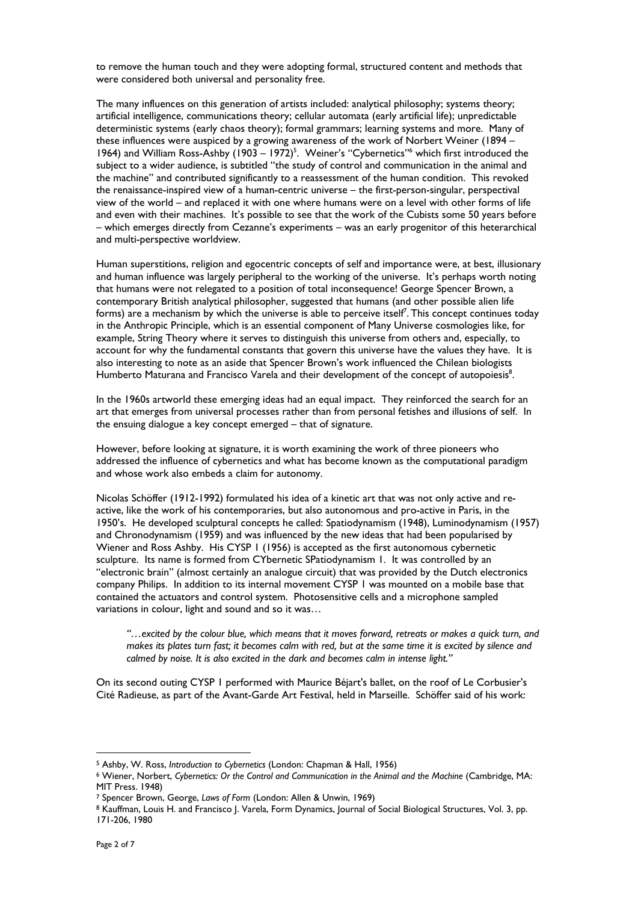to remove the human touch and they were adopting formal, structured content and methods that were considered both universal and personality free.

The many influences on this generation of artists included: analytical philosophy; systems theory; artificial intelligence, communications theory; cellular automata (early artificial life); unpredictable deterministic systems (early chaos theory); formal grammars; learning systems and more. Many of these influences were auspiced by a growing awareness of the work of Norbert Weiner (1894 – 1964) and William Ross-Ashby (1903 – 1972)[5]. Weiner's "Cybernetics"[6] which first introduced the subject to a wider audience, is subtitled "the study of control and communication in the animal and the machine" and contributed significantly to a reassessment of the human condition. This revoked the renaissance-inspired view of a human-centric universe – the first-person-singular, perspectival view of the world – and replaced it with one where humans were on a level with other forms of life and even with their machines. It's possible to see that the work of the Cubists some 50 years before – which emerges directly from Cezanne's experiments – was an early progenitor of this heterarchical and multi-perspective worldview.

Human superstitions, religion and egocentric concepts of self and importance were, at best, illusionary and human influence was largely peripheral to the working of the universe. It's perhaps worth noting that humans were not relegated to a position of total inconsequence! George Spencer Brown, a contemporary British analytical philosopher, suggested that humans (and other possible alien life forms) are a mechanism by which the universe is able to perceive itself[7]. This concept continues today in the Anthropic Principle, which is an essential component of Many Universe cosmologies like, for example, String Theory where it serves to distinguish this universe from others and, especially, to account for why the fundamental constants that govern this universe have the values they have. It is also interesting to note as an aside that Spencer Brown's work influenced the Chilean biologists Humberto Maturana and Francisco Varela and their development of the concept of autopoiesis[8].

In the 1960s artworld these emerging ideas had an equal impact. They reinforced the search for an art that emerges from universal processes rather than from personal fetishes and illusions of self. In the ensuing dialogue a key concept emerged – that of signature.

However, before looking at signature, it is worth examining the work of three pioneers who addressed the influence of cybernetics and what has become known as the computational paradigm and whose work also embeds a claim for autonomy.

Nicolas Schöffer (1912-1992) formulated his idea of a kinetic art that was not only active and re-active, like the work of his contemporaries, but also autonomous and pro-active in Paris, in the 1950's. He developed sculptural concepts he called: Spatiodynamism (1948), Luminodynamism (1957) and Chronodynamism (1959) and was influenced by the new ideas that had been popularised by Wiener and Ross Ashby. His CYSP 1 (1956) is accepted as the first autonomous cybernetic sculpture. Its name is formed from CYbernetic SPatiodynamism 1. It was controlled by an "electronic brain" (almost certainly an analogue circuit) that was provided by the Dutch electronics company Philips. In addition to its internal movement CYSP 1 was mounted on a mobile base that contained the actuators and control system. Photosensitive cells and a microphone sampled variations in colour, light and sound and so it was…

> *"…excited by the colour blue, which means that it moves forward, retreats or makes a quick turn, and makes its plates turn fast; it becomes calm with red, but at the same time it is excited by silence and calmed by noise. It is also excited in the dark and becomes calm in intense light."*

On its second outing CYSP 1 performed with Maurice Béjart's ballet, on the roof of Le Corbusier's Cité Radieuse, as part of the Avant-Garde Art Festival, held in Marseille. Schöffer said of his work:

---

[5] Ashby, W. Ross, *Introduction to Cybernetics* (London: Chapman & Hall, 1956)

[6] Wiener, Norbert, *Cybernetics: Or the Control and Communication in the Animal and the Machine* (Cambridge, MA: MIT Press. 1948)

[7] Spencer Brown, George, *Laws of Form* (London: Allen & Unwin, 1969)

[8] Kauffman, Louis H. and Francisco J. Varela, Form Dynamics, Journal of Social Biological Structures, Vol. 3, pp. 171-206, 1980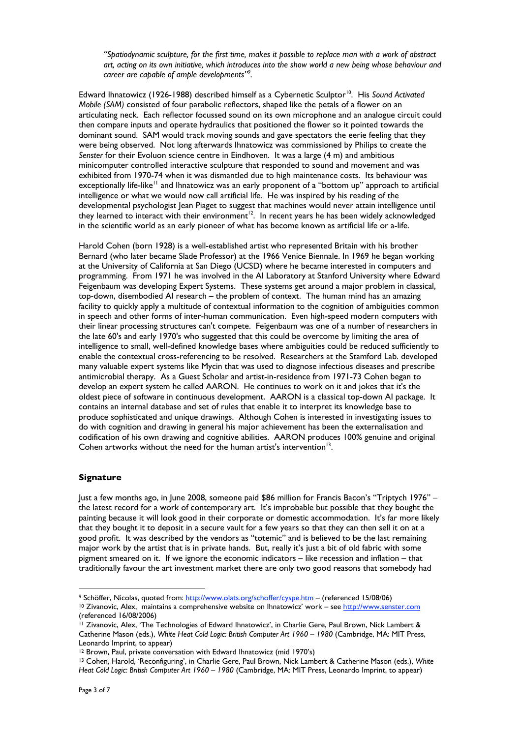> *"Spatiodynamic sculpture, for the first time, makes it possible to replace man with a work of abstract art, acting on its own initiative, which introduces into the show world a new being whose behaviour and career are capable of ample developments"*[9].

Edward Ihnatowicz (1926-1988) described himself as a Cybernetic Sculptor[10]. His *Sound Activated Mobile (SAM)* consisted of four parabolic reflectors, shaped like the petals of a flower on an articulating neck. Each reflector focussed sound on its own microphone and an analogue circuit could then compare inputs and operate hydraulics that positioned the flower so it pointed towards the dominant sound. SAM would track moving sounds and gave spectators the eerie feeling that they were being observed. Not long afterwards Ihnatowicz was commissioned by Philips to create the *Senster* for their Evoluon science centre in Eindhoven. It was a large (4 m) and ambitious minicomputer controlled interactive sculpture that responded to sound and movement and was exhibited from 1970-74 when it was dismantled due to high maintenance costs. Its behaviour was exceptionally life-like[11] and Ihnatowicz was an early proponent of a "bottom up" approach to artificial intelligence or what we would now call artificial life. He was inspired by his reading of the developmental psychologist Jean Piaget to suggest that machines would never attain intelligence until they learned to interact with their environment[12]. In recent years he has been widely acknowledged in the scientific world as an early pioneer of what has become known as artificial life or a-life.

Harold Cohen (born 1928) is a well-established artist who represented Britain with his brother Bernard (who later became Slade Professor) at the 1966 Venice Biennale. In 1969 he began working at the University of California at San Diego (UCSD) where he became interested in computers and programming. From 1971 he was involved in the AI Laboratory at Stanford University where Edward Feigenbaum was developing Expert Systems. These systems get around a major problem in classical, top-down, disembodied AI research – the problem of context. The human mind has an amazing facility to quickly apply a multitude of contextual information to the cognition of ambiguities common in speech and other forms of inter-human communication. Even high-speed modern computers with their linear processing structures can't compete. Feigenbaum was one of a number of researchers in the late 60's and early 1970's who suggested that this could be overcome by limiting the area of intelligence to small, well-defined knowledge bases where ambiguities could be reduced sufficiently to enable the contextual cross-referencing to be resolved. Researchers at the Stamford Lab. developed many valuable expert systems like Mycin that was used to diagnose infectious diseases and prescribe antimicrobial therapy. As a Guest Scholar and artist-in-residence from 1971-73 Cohen began to develop an expert system he called AARON. He continues to work on it and jokes that it's the oldest piece of software in continuous development. AARON is a classical top-down AI package. It contains an internal database and set of rules that enable it to interpret its knowledge base to produce sophisticated and unique drawings. Although Cohen is interested in investigating issues to do with cognition and drawing in general his major achievement has been the externalisation and codification of his own drawing and cognitive abilities. AARON produces 100% genuine and original Cohen artworks without the need for the human artist's intervention[13].

## Signature

Just a few months ago, in June 2008, someone paid $86 million for Francis Bacon's "Triptych 1976" – the latest record for a work of contemporary art. It's improbable but possible that they bought the painting because it will look good in their corporate or domestic accommodation. It's far more likely that they bought it to deposit in a secure vault for a few years so that they can then sell it on at a good profit. It was described by the vendors as "totemic" and is believed to be the last remaining major work by the artist that is in private hands. But, really it's just a bit of old fabric with some pigment smeared on it. If we ignore the economic indicators – like recession and inflation – that traditionally favour the art investment market there are only two good reasons that somebody had

---

[9] Schöffer, Nicolas, quoted from: http://www.olats.org/schoffer/cyspe.htm – (referenced 15/08/06)

[10] Zivanovic, Alex, maintains a comprehensive website on Ihnatowicz' work – see http://www.senster.com (referenced 16/08/2006)

[11] Zivanovic, Alex, 'The Technologies of Edward Ihnatowicz', in Charlie Gere, Paul Brown, Nick Lambert & Catherine Mason (eds.), *White Heat Cold Logic: British Computer Art 1960 – 1980* (Cambridge, MA: MIT Press, Leonardo Imprint, to appear)

[12] Brown, Paul, private conversation with Edward Ihnatowicz (mid 1970's)

[13] Cohen, Harold, 'Reconfiguring', in Charlie Gere, Paul Brown, Nick Lambert & Catherine Mason (eds.), *White Heat Cold Logic: British Computer Art 1960 – 1980* (Cambridge, MA: MIT Press, Leonardo Imprint, to appear)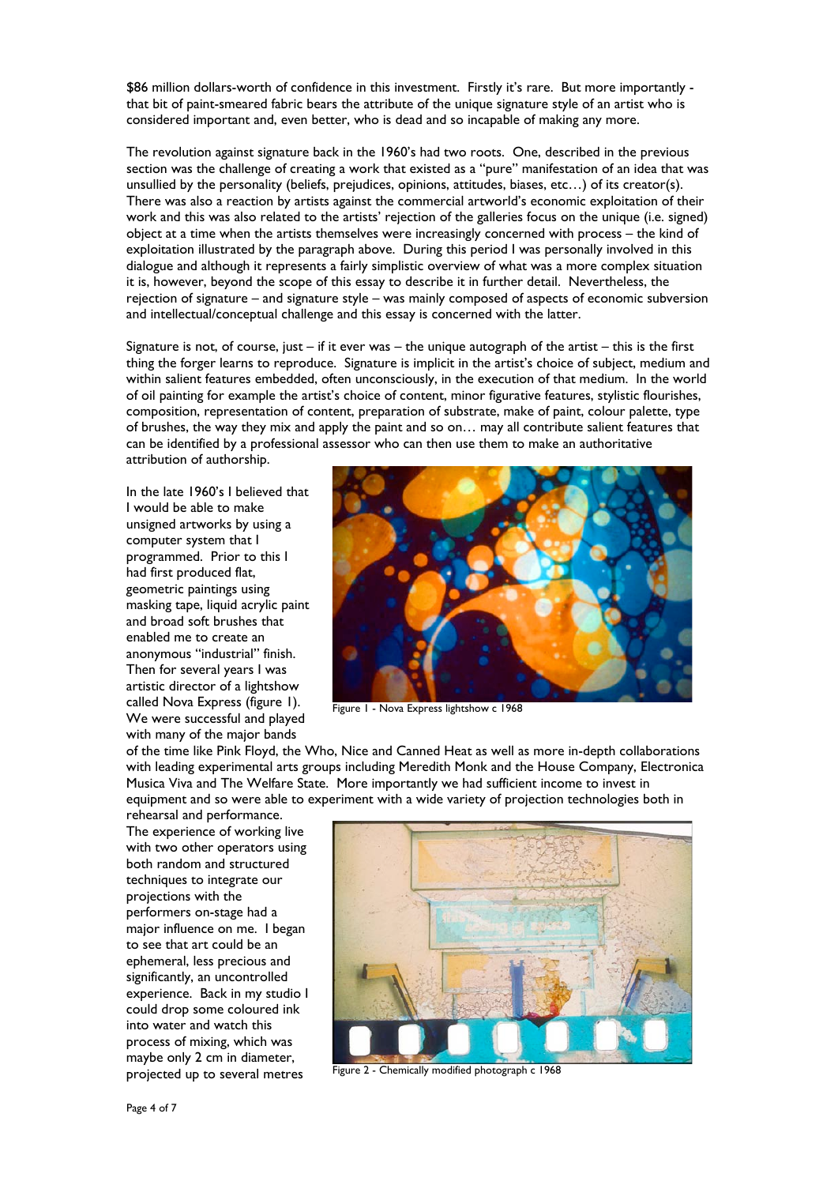$86 million dollars-worth of confidence in this investment. Firstly it's rare. But more importantly - that bit of paint-smeared fabric bears the attribute of the unique signature style of an artist who is considered important and, even better, who is dead and so incapable of making any more.

The revolution against signature back in the 1960's had two roots. One, described in the previous section was the challenge of creating a work that existed as a "pure" manifestation of an idea that was unsullied by the personality (beliefs, prejudices, opinions, attitudes, biases, etc…) of its creator(s). There was also a reaction by artists against the commercial artworld's economic exploitation of their work and this was also related to the artists' rejection of the galleries focus on the unique (i.e. signed) object at a time when the artists themselves were increasingly concerned with process – the kind of exploitation illustrated by the paragraph above. During this period I was personally involved in this dialogue and although it represents a fairly simplistic overview of what was a more complex situation it is, however, beyond the scope of this essay to describe it in further detail. Nevertheless, the rejection of signature – and signature style – was mainly composed of aspects of economic subversion and intellectual/conceptual challenge and this essay is concerned with the latter.

Signature is not, of course, just – if it ever was – the unique autograph of the artist – this is the first thing the forger learns to reproduce. Signature is implicit in the artist's choice of subject, medium and within salient features embedded, often unconsciously, in the execution of that medium. In the world of oil painting for example the artist's choice of content, minor figurative features, stylistic flourishes, composition, representation of content, preparation of substrate, make of paint, colour palette, type of brushes, the way they mix and apply the paint and so on… may all contribute salient features that can be identified by a professional assessor who can then use them to make an authoritative attribution of authorship.

In the late 1960's I believed that I would be able to make unsigned artworks by using a computer system that I programmed. Prior to this I had first produced flat, geometric paintings using masking tape, liquid acrylic paint and broad soft brushes that enabled me to create an anonymous "industrial" finish. Then for several years I was artistic director of a lightshow called Nova Express (figure 1). We were successful and played with many of the major bands of the time like Pink Floyd, the Who, Nice and Canned Heat as well as more in-depth collaborations with leading experimental arts groups including Meredith Monk and the House Company, Electronica Musica Viva and The Welfare State. More importantly we had sufficient income to invest in equipment and so were able to experiment with a wide variety of projection technologies both in rehearsal and performance.

Figure 1 - Nova Express lightshow c 1968

The experience of working live with two other operators using both random and structured techniques to integrate our projections with the performers on-stage had a major influence on me. I began to see that art could be an ephemeral, less precious and significantly, an uncontrolled experience. Back in my studio I could drop some coloured ink into water and watch this process of mixing, which was maybe only 2 cm in diameter, projected up to several metres

Figure 2 - Chemically modified photograph c 1968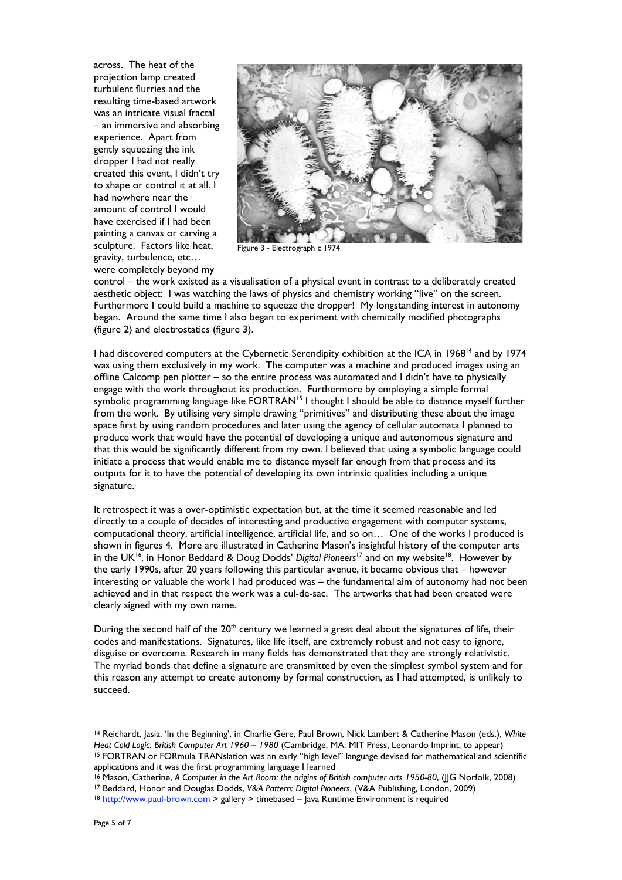across. The heat of the projection lamp created turbulent flurries and the resulting time-based artwork was an intricate visual fractal – an immersive and absorbing experience. Apart from gently squeezing the ink dropper I had not really created this event, I didn't try to shape or control it at all. I had nowhere near the amount of control I would have exercised if I had been painting a canvas or carving a sculpture. Factors like heat, gravity, turbulence, etc… were completely beyond my control – the work existed as a visualisation of a physical event in contrast to a deliberately created aesthetic object: I was watching the laws of physics and chemistry working "live" on the screen. Furthermore I could build a machine to squeeze the dropper! My longstanding interest in autonomy began. Around the same time I also began to experiment with chemically modified photographs (figure 2) and electrostatics (figure 3).

Figure 3 - Electrograph c 1974

I had discovered computers at the Cybernetic Serendipity exhibition at the ICA in 1968[14] and by 1974 was using them exclusively in my work. The computer was a machine and produced images using an offline Calcomp pen plotter – so the entire process was automated and I didn't have to physically engage with the work throughout its production. Furthermore by employing a simple formal symbolic programming language like FORTRAN[15] I thought I should be able to distance myself further from the work. By utilising very simple drawing "primitives" and distributing these about the image space first by using random procedures and later using the agency of cellular automata I planned to produce work that would have the potential of developing a unique and autonomous signature and that this would be significantly different from my own. I believed that using a symbolic language could initiate a process that would enable me to distance myself far enough from that process and its outputs for it to have the potential of developing its own intrinsic qualities including a unique signature.

It retrospect it was a over-optimistic expectation but, at the time it seemed reasonable and led directly to a couple of decades of interesting and productive engagement with computer systems, computational theory, artificial intelligence, artificial life, and so on… One of the works I produced is shown in figures 4. More are illustrated in Catherine Mason's insightful history of the computer arts in the UK[16], in Honor Beddard & Doug Dodds' *Digital Pioneers*[17] and on my website[18]. However by the early 1990s, after 20 years following this particular avenue, it became obvious that – however interesting or valuable the work I had produced was – the fundamental aim of autonomy had not been achieved and in that respect the work was a cul-de-sac. The artworks that had been created were clearly signed with my own name.

During the second half of the 20th century we learned a great deal about the signatures of life, their codes and manifestations. Signatures, like life itself, are extremely robust and not easy to ignore, disguise or overcome. Research in many fields has demonstrated that they are strongly relativistic. The myriad bonds that define a signature are transmitted by even the simplest symbol system and for this reason any attempt to create autonomy by formal construction, as I had attempted, is unlikely to succeed.

---

[14] Reichardt, Jasia, 'In the Beginning', in Charlie Gere, Paul Brown, Nick Lambert & Catherine Mason (eds.), *White Heat Cold Logic: British Computer Art 1960 – 1980* (Cambridge, MA: MIT Press, Leonardo Imprint, to appear)

[15] FORTRAN or FORmula TRANslation was an early "high level" language devised for mathematical and scientific applications and it was the first programming language I learned

[16] Mason, Catherine, *A Computer in the Art Room: the origins of British computer arts 1950-80*, (JJG Norfolk, 2008)

[17] Beddard, Honor and Douglas Dodds, *V&A Pattern: Digital Pioneers*, (V&A Publishing, London, 2009)

[18] http://www.paul-brown.com > gallery > timebased – Java Runtime Environment is required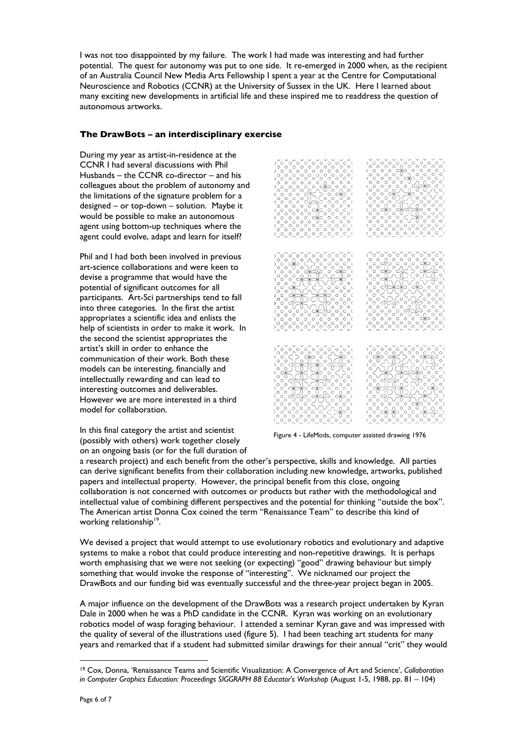I was not too disappointed by my failure. The work I had made was interesting and had further potential. The quest for autonomy was put to one side. It re-emerged in 2000 when, as the recipient of an Australia Council New Media Arts Fellowship I spent a year at the Centre for Computational Neuroscience and Robotics (CCNR) at the University of Sussex in the UK. Here I learned about many exciting new developments in artificial life and these inspired me to readdress the question of autonomous artworks.

### The DrawBots – an interdisciplinary exercise

During my year as artist-in-residence at the CCNR I had several discussions with Phil Husbands – the CCNR co-director – and his colleagues about the problem of autonomy and the limitations of the signature problem for a designed – or top-down – solution. Maybe it would be possible to make an autonomous agent using bottom-up techniques where the agent could evolve, adapt and learn for itself?

Phil and I had both been involved in previous art-science collaborations and were keen to devise a programme that would have the potential of significant outcomes for all participants. Art-Sci partnerships tend to fall into three categories. In the first the artist appropriates a scientific idea and enlists the help of scientists in order to make it work. In the second the scientist appropriates the artist's skill in order to enhance the communication of their work. Both these models can be interesting, financially and intellectually rewarding and can lead to interesting outcomes and deliverables. However we are more interested in a third model for collaboration.

Figure 4 - LifeMods, computer assisted drawing 1976

In this final category the artist and scientist (possibly with others) work together closely on an ongoing basis (or for the full duration of a research project) and each benefit from the other's perspective, skills and knowledge. All parties can derive significant benefits from their collaboration including new knowledge, artworks, published papers and intellectual property. However, the principal benefit from this close, ongoing collaboration is not concerned with outcomes or products but rather with the methodological and intellectual value of combining different perspectives and the potential for thinking "outside the box". The American artist Donna Cox coined the term "Renaissance Team" to describe this kind of working relationship[19].

We devised a project that would attempt to use evolutionary robotics and evolutionary and adaptive systems to make a robot that could produce interesting and non-repetitive drawings. It is perhaps worth emphasising that we were not seeking (or expecting) "good" drawing behaviour but simply something that would invoke the response of "interesting". We nicknamed our project the DrawBots and our funding bid was eventually successful and the three-year project began in 2005.

A major influence on the development of the DrawBots was a research project undertaken by Kyran Dale in 2000 when he was a PhD candidate in the CCNR. Kyran was working on an evolutionary robotics model of wasp foraging behaviour. I attended a seminar Kyran gave and was impressed with the quality of several of the illustrations used (figure 5). I had been teaching art students for many years and remarked that if a student had submitted similar drawings for their annual "crit" they would

---

[19] Cox, Donna, 'Renaissance Teams and Scientific Visualization: A Convergence of Art and Science', *Collaboration in Computer Graphics Education: Proceedings SIGGRAPH 88 Educator's Workshop* (August 1-5, 1988, pp. 81 – 104)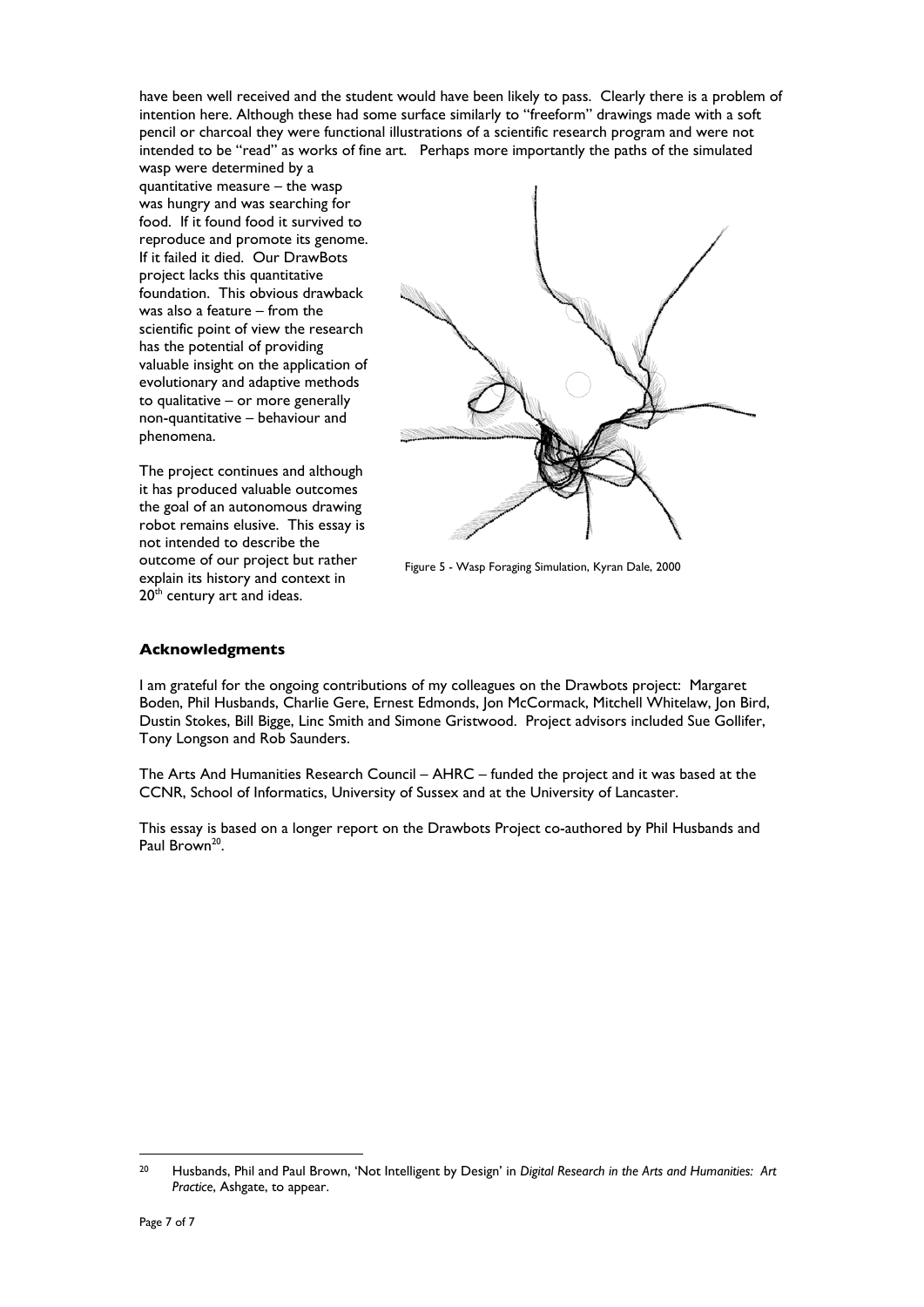have been well received and the student would have been likely to pass. Clearly there is a problem of intention here. Although these had some surface similarly to "freeform" drawings made with a soft pencil or charcoal they were functional illustrations of a scientific research program and were not intended to be "read" as works of fine art. Perhaps more importantly the paths of the simulated wasp were determined by a quantitative measure – the wasp was hungry and was searching for food. If it found food it survived to reproduce and promote its genome. If it failed it died. Our DrawBots project lacks this quantitative foundation. This obvious drawback was also a feature – from the scientific point of view the research has the potential of providing valuable insight on the application of evolutionary and adaptive methods to qualitative – or more generally non-quantitative – behaviour and phenomena.

The project continues and although it has produced valuable outcomes the goal of an autonomous drawing robot remains elusive. This essay is not intended to describe the outcome of our project but rather explain its history and context in 20th century art and ideas.

Figure 5 - Wasp Foraging Simulation, Kyran Dale, 2000

### Acknowledgments

I am grateful for the ongoing contributions of my colleagues on the Drawbots project: Margaret Boden, Phil Husbands, Charlie Gere, Ernest Edmonds, Jon McCormack, Mitchell Whitelaw, Jon Bird, Dustin Stokes, Bill Bigge, Linc Smith and Simone Gristwood. Project advisors included Sue Gollifer, Tony Longson and Rob Saunders.

The Arts And Humanities Research Council – AHRC – funded the project and it was based at the CCNR, School of Informatics, University of Sussex and at the University of Lancaster.

This essay is based on a longer report on the Drawbots Project co-authored by Phil Husbands and Paul Brown[20].

---

[20] Husbands, Phil and Paul Brown, 'Not Intelligent by Design' in *Digital Research in the Arts and Humanities: Art Practice*, Ashgate, to appear.